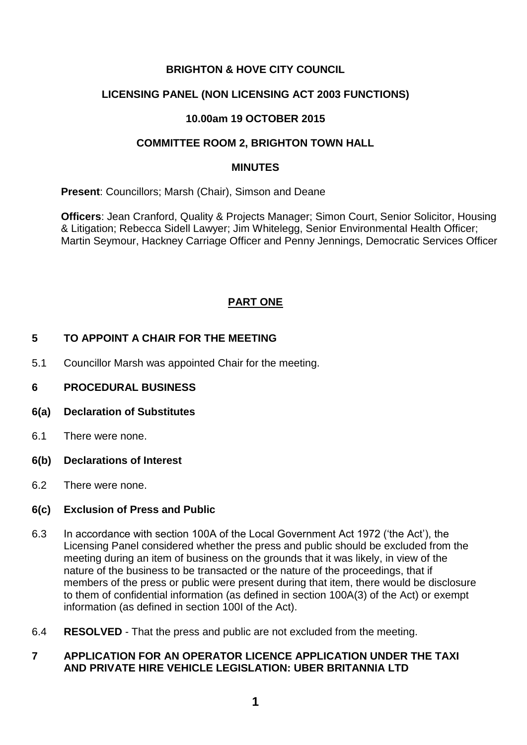# BRIGHTON & HOVE CITY COUNCIL

## LICENSING PANEL (NON LICENSING ACT 2003 FUNCTIONS)

## 10.00am 19 OCTOBER 2015

## COMMITTEE ROOM 2, BRIGHTON TOWN HALL

## MINUTES

**Present**: Councillors; Marsh (Chair), Simson and Deane

**Officers**: Jean Cranford, Quality & Projects Manager; Simon Court, Senior Solicitor, Housing & Litigation; Rebecca Sidell Lawyer; Jim Whitelegg, Senior Environmental Health Officer; Martin Seymour, Hackney Carriage Officer and Penny Jennings, Democratic Services Officer

## PART ONE

### 5 TO APPOINT A CHAIR FOR THE MEETING

5.1 Councillor Marsh was appointed Chair for the meeting.

### 6 PROCEDURAL BUSINESS

#### 6(a) Declaration of Substitutes

6.1 There were none.

#### 6(b) Declarations of Interest

6.2 There were none.

#### 6(c) Exclusion of Press and Public

6.3 In accordance with section 100A of the Local Government Act 1972 ('the Act'), the Licensing Panel considered whether the press and public should be excluded from the meeting during an item of business on the grounds that it was likely, in view of the nature of the business to be transacted or the nature of the proceedings, that if members of the press or public were present during that item, there would be disclosure to them of confidential information (as defined in section 100A(3) of the Act) or exempt information (as defined in section 100I of the Act).

6.4 **RESOLVED** - That the press and public are not excluded from the meeting.

### 7 APPLICATION FOR AN OPERATOR LICENCE APPLICATION UNDER THE TAXI AND PRIVATE HIRE VEHICLE LEGISLATION: UBER BRITANNIA LTD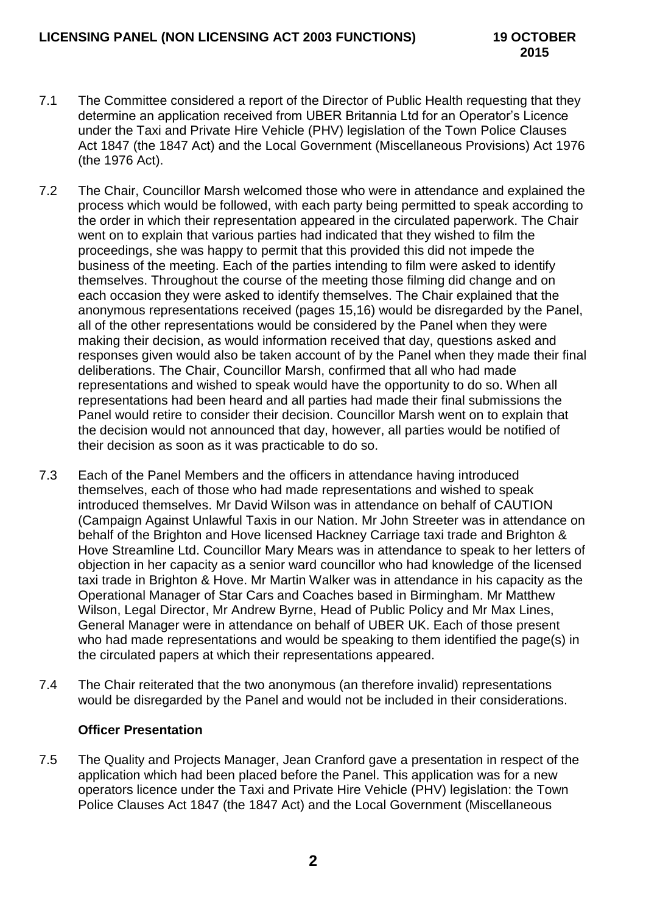7.1 The Committee considered a report of the Director of Public Health requesting that they determine an application received from UBER Britannia Ltd for an Operator's Licence under the Taxi and Private Hire Vehicle (PHV) legislation of the Town Police Clauses Act 1847 (the 1847 Act) and the Local Government (Miscellaneous Provisions) Act 1976 (the 1976 Act).

7.2 The Chair, Councillor Marsh welcomed those who were in attendance and explained the process which would be followed, with each party being permitted to speak according to the order in which their representation appeared in the circulated paperwork. The Chair went on to explain that various parties had indicated that they wished to film the proceedings, she was happy to permit that this provided this did not impede the business of the meeting. Each of the parties intending to film were asked to identify themselves. Throughout the course of the meeting those filming did change and on each occasion they were asked to identify themselves. The Chair explained that the anonymous representations received (pages 15,16) would be disregarded by the Panel, all of the other representations would be considered by the Panel when they were making their decision, as would information received that day, questions asked and responses given would also be taken account of by the Panel when they made their final deliberations. The Chair, Councillor Marsh, confirmed that all who had made representations and wished to speak would have the opportunity to do so. When all representations had been heard and all parties had made their final submissions the Panel would retire to consider their decision. Councillor Marsh went on to explain that the decision would not announced that day, however, all parties would be notified of their decision as soon as it was practicable to do so.

7.3 Each of the Panel Members and the officers in attendance having introduced themselves, each of those who had made representations and wished to speak introduced themselves. Mr David Wilson was in attendance on behalf of CAUTION (Campaign Against Unlawful Taxis in our Nation. Mr John Streeter was in attendance on behalf of the Brighton and Hove licensed Hackney Carriage taxi trade and Brighton & Hove Streamline Ltd. Councillor Mary Mears was in attendance to speak to her letters of objection in her capacity as a senior ward councillor who had knowledge of the licensed taxi trade in Brighton & Hove. Mr Martin Walker was in attendance in his capacity as the Operational Manager of Star Cars and Coaches based in Birmingham. Mr Matthew Wilson, Legal Director, Mr Andrew Byrne, Head of Public Policy and Mr Max Lines, General Manager were in attendance on behalf of UBER UK. Each of those present who had made representations and would be speaking to them identified the page(s) in the circulated papers at which their representations appeared.

7.4 The Chair reiterated that the two anonymous (an therefore invalid) representations would be disregarded by the Panel and would not be included in their considerations.

**Officer Presentation**

7.5 The Quality and Projects Manager, Jean Cranford gave a presentation in respect of the application which had been placed before the Panel. This application was for a new operators licence under the Taxi and Private Hire Vehicle (PHV) legislation: the Town Police Clauses Act 1847 (the 1847 Act) and the Local Government (Miscellaneous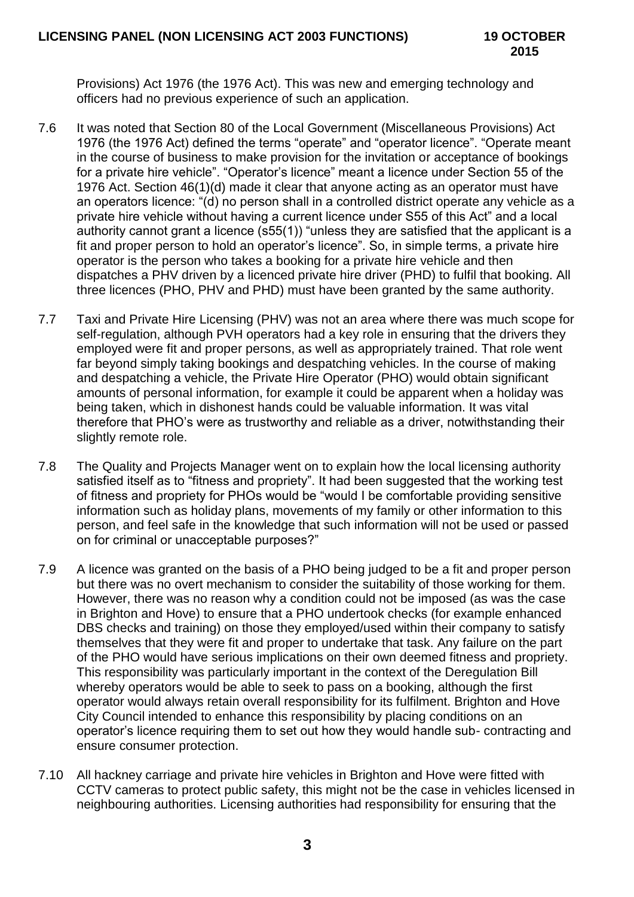Provisions) Act 1976 (the 1976 Act). This was new and emerging technology and officers had no previous experience of such an application.

7.6 It was noted that Section 80 of the Local Government (Miscellaneous Provisions) Act 1976 (the 1976 Act) defined the terms "operate" and "operator licence". "Operate meant in the course of business to make provision for the invitation or acceptance of bookings for a private hire vehicle". "Operator's licence" meant a licence under Section 55 of the 1976 Act. Section 46(1)(d) made it clear that anyone acting as an operator must have an operators licence: "(d) no person shall in a controlled district operate any vehicle as a private hire vehicle without having a current licence under S55 of this Act" and a local authority cannot grant a licence (s55(1)) "unless they are satisfied that the applicant is a fit and proper person to hold an operator's licence". So, in simple terms, a private hire operator is the person who takes a booking for a private hire vehicle and then dispatches a PHV driven by a licenced private hire driver (PHD) to fulfil that booking. All three licences (PHO, PHV and PHD) must have been granted by the same authority.

7.7 Taxi and Private Hire Licensing (PHV) was not an area where there was much scope for self-regulation, although PVH operators had a key role in ensuring that the drivers they employed were fit and proper persons, as well as appropriately trained. That role went far beyond simply taking bookings and despatching vehicles. In the course of making and despatching a vehicle, the Private Hire Operator (PHO) would obtain significant amounts of personal information, for example it could be apparent when a holiday was being taken, which in dishonest hands could be valuable information. It was vital therefore that PHO's were as trustworthy and reliable as a driver, notwithstanding their slightly remote role.

7.8 The Quality and Projects Manager went on to explain how the local licensing authority satisfied itself as to "fitness and propriety". It had been suggested that the working test of fitness and propriety for PHOs would be "would I be comfortable providing sensitive information such as holiday plans, movements of my family or other information to this person, and feel safe in the knowledge that such information will not be used or passed on for criminal or unacceptable purposes?"

7.9 A licence was granted on the basis of a PHO being judged to be a fit and proper person but there was no overt mechanism to consider the suitability of those working for them. However, there was no reason why a condition could not be imposed (as was the case in Brighton and Hove) to ensure that a PHO undertook checks (for example enhanced DBS checks and training) on those they employed/used within their company to satisfy themselves that they were fit and proper to undertake that task. Any failure on the part of the PHO would have serious implications on their own deemed fitness and propriety. This responsibility was particularly important in the context of the Deregulation Bill whereby operators would be able to seek to pass on a booking, although the first operator would always retain overall responsibility for its fulfilment. Brighton and Hove City Council intended to enhance this responsibility by placing conditions on an operator's licence requiring them to set out how they would handle sub- contracting and ensure consumer protection.

7.10 All hackney carriage and private hire vehicles in Brighton and Hove were fitted with CCTV cameras to protect public safety, this might not be the case in vehicles licensed in neighbouring authorities. Licensing authorities had responsibility for ensuring that the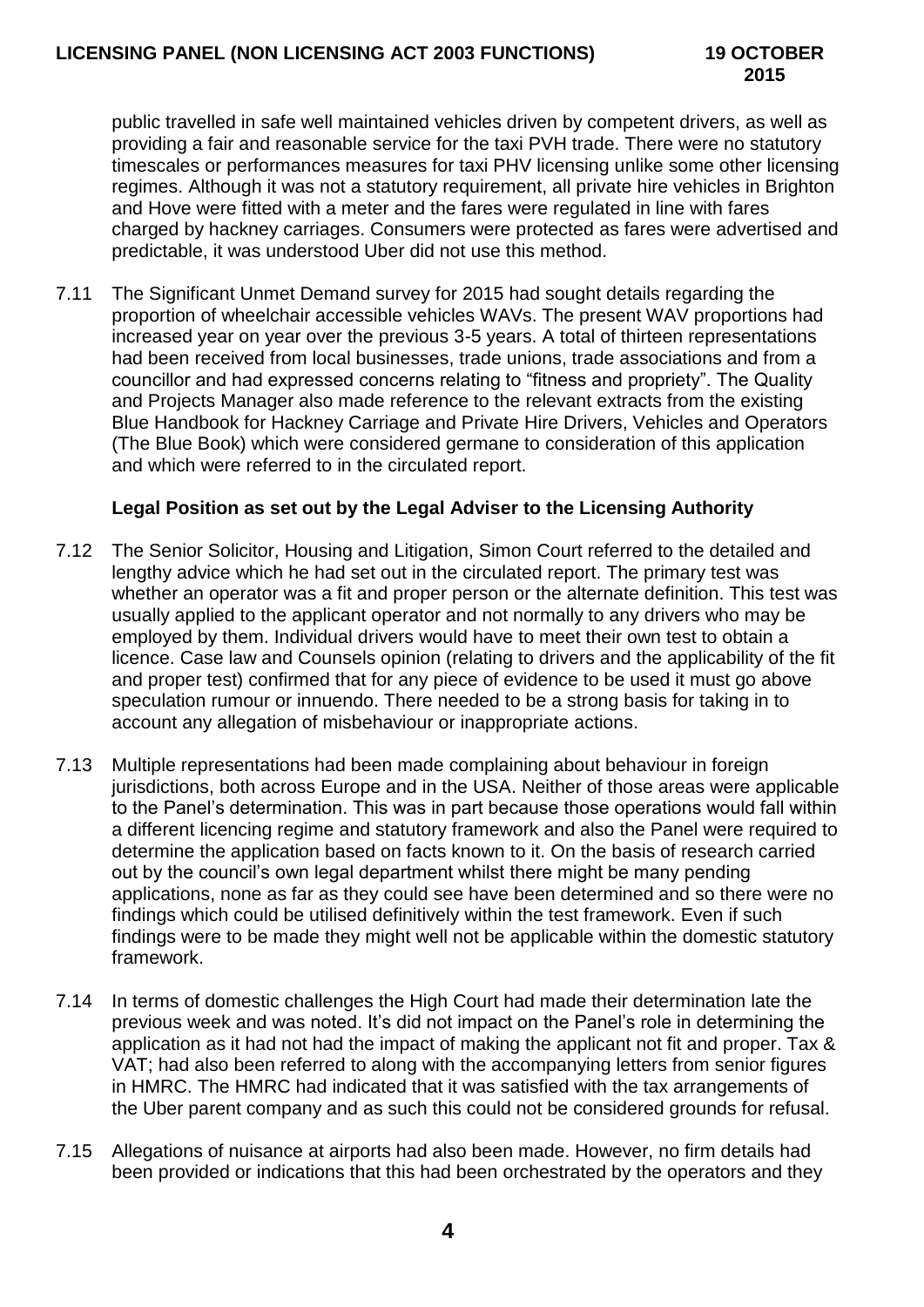public travelled in safe well maintained vehicles driven by competent drivers, as well as providing a fair and reasonable service for the taxi PVH trade. There were no statutory timescales or performances measures for taxi PHV licensing unlike some other licensing regimes. Although it was not a statutory requirement, all private hire vehicles in Brighton and Hove were fitted with a meter and the fares were regulated in line with fares charged by hackney carriages. Consumers were protected as fares were advertised and predictable, it was understood Uber did not use this method.

7.11 The Significant Unmet Demand survey for 2015 had sought details regarding the proportion of wheelchair accessible vehicles WAVs. The present WAV proportions had increased year on year over the previous 3-5 years. A total of thirteen representations had been received from local businesses, trade unions, trade associations and from a councillor and had expressed concerns relating to "fitness and propriety". The Quality and Projects Manager also made reference to the relevant extracts from the existing Blue Handbook for Hackney Carriage and Private Hire Drivers, Vehicles and Operators (The Blue Book) which were considered germane to consideration of this application and which were referred to in the circulated report.

**Legal Position as set out by the Legal Adviser to the Licensing Authority**

7.12 The Senior Solicitor, Housing and Litigation, Simon Court referred to the detailed and lengthy advice which he had set out in the circulated report. The primary test was whether an operator was a fit and proper person or the alternate definition. This test was usually applied to the applicant operator and not normally to any drivers who may be employed by them. Individual drivers would have to meet their own test to obtain a licence. Case law and Counsels opinion (relating to drivers and the applicability of the fit and proper test) confirmed that for any piece of evidence to be used it must go above speculation rumour or innuendo. There needed to be a strong basis for taking in to account any allegation of misbehaviour or inappropriate actions.

7.13 Multiple representations had been made complaining about behaviour in foreign jurisdictions, both across Europe and in the USA. Neither of those areas were applicable to the Panel's determination. This was in part because those operations would fall within a different licencing regime and statutory framework and also the Panel were required to determine the application based on facts known to it. On the basis of research carried out by the council's own legal department whilst there might be many pending applications, none as far as they could see have been determined and so there were no findings which could be utilised definitively within the test framework. Even if such findings were to be made they might well not be applicable within the domestic statutory framework.

7.14 In terms of domestic challenges the High Court had made their determination late the previous week and was noted. It's did not impact on the Panel's role in determining the application as it had not had the impact of making the applicant not fit and proper. Tax & VAT; had also been referred to along with the accompanying letters from senior figures in HMRC. The HMRC had indicated that it was satisfied with the tax arrangements of the Uber parent company and as such this could not be considered grounds for refusal.

7.15 Allegations of nuisance at airports had also been made. However, no firm details had been provided or indications that this had been orchestrated by the operators and they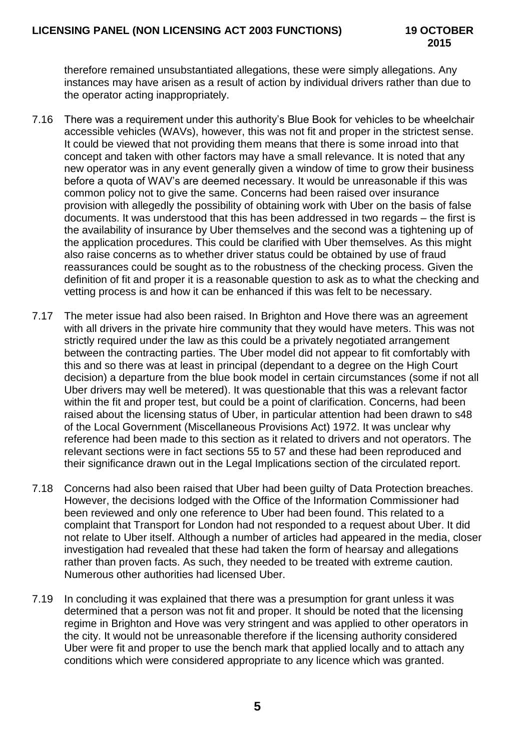therefore remained unsubstantiated allegations, these were simply allegations. Any instances may have arisen as a result of action by individual drivers rather than due to the operator acting inappropriately.

7.16 There was a requirement under this authority's Blue Book for vehicles to be wheelchair accessible vehicles (WAVs), however, this was not fit and proper in the strictest sense. It could be viewed that not providing them means that there is some inroad into that concept and taken with other factors may have a small relevance. It is noted that any new operator was in any event generally given a window of time to grow their business before a quota of WAV's are deemed necessary. It would be unreasonable if this was common policy not to give the same. Concerns had been raised over insurance provision with allegedly the possibility of obtaining work with Uber on the basis of false documents. It was understood that this has been addressed in two regards – the first is the availability of insurance by Uber themselves and the second was a tightening up of the application procedures. This could be clarified with Uber themselves. As this might also raise concerns as to whether driver status could be obtained by use of fraud reassurances could be sought as to the robustness of the checking process. Given the definition of fit and proper it is a reasonable question to ask as to what the checking and vetting process is and how it can be enhanced if this was felt to be necessary.

7.17 The meter issue had also been raised. In Brighton and Hove there was an agreement with all drivers in the private hire community that they would have meters. This was not strictly required under the law as this could be a privately negotiated arrangement between the contracting parties. The Uber model did not appear to fit comfortably with this and so there was at least in principal (dependant to a degree on the High Court decision) a departure from the blue book model in certain circumstances (some if not all Uber drivers may well be metered). It was questionable that this was a relevant factor within the fit and proper test, but could be a point of clarification. Concerns, had been raised about the licensing status of Uber, in particular attention had been drawn to s48 of the Local Government (Miscellaneous Provisions Act) 1972. It was unclear why reference had been made to this section as it related to drivers and not operators. The relevant sections were in fact sections 55 to 57 and these had been reproduced and their significance drawn out in the Legal Implications section of the circulated report.

7.18 Concerns had also been raised that Uber had been guilty of Data Protection breaches. However, the decisions lodged with the Office of the Information Commissioner had been reviewed and only one reference to Uber had been found. This related to a complaint that Transport for London had not responded to a request about Uber. It did not relate to Uber itself. Although a number of articles had appeared in the media, closer investigation had revealed that these had taken the form of hearsay and allegations rather than proven facts. As such, they needed to be treated with extreme caution. Numerous other authorities had licensed Uber.

7.19 In concluding it was explained that there was a presumption for grant unless it was determined that a person was not fit and proper. It should be noted that the licensing regime in Brighton and Hove was very stringent and was applied to other operators in the city. It would not be unreasonable therefore if the licensing authority considered Uber were fit and proper to use the bench mark that applied locally and to attach any conditions which were considered appropriate to any licence which was granted.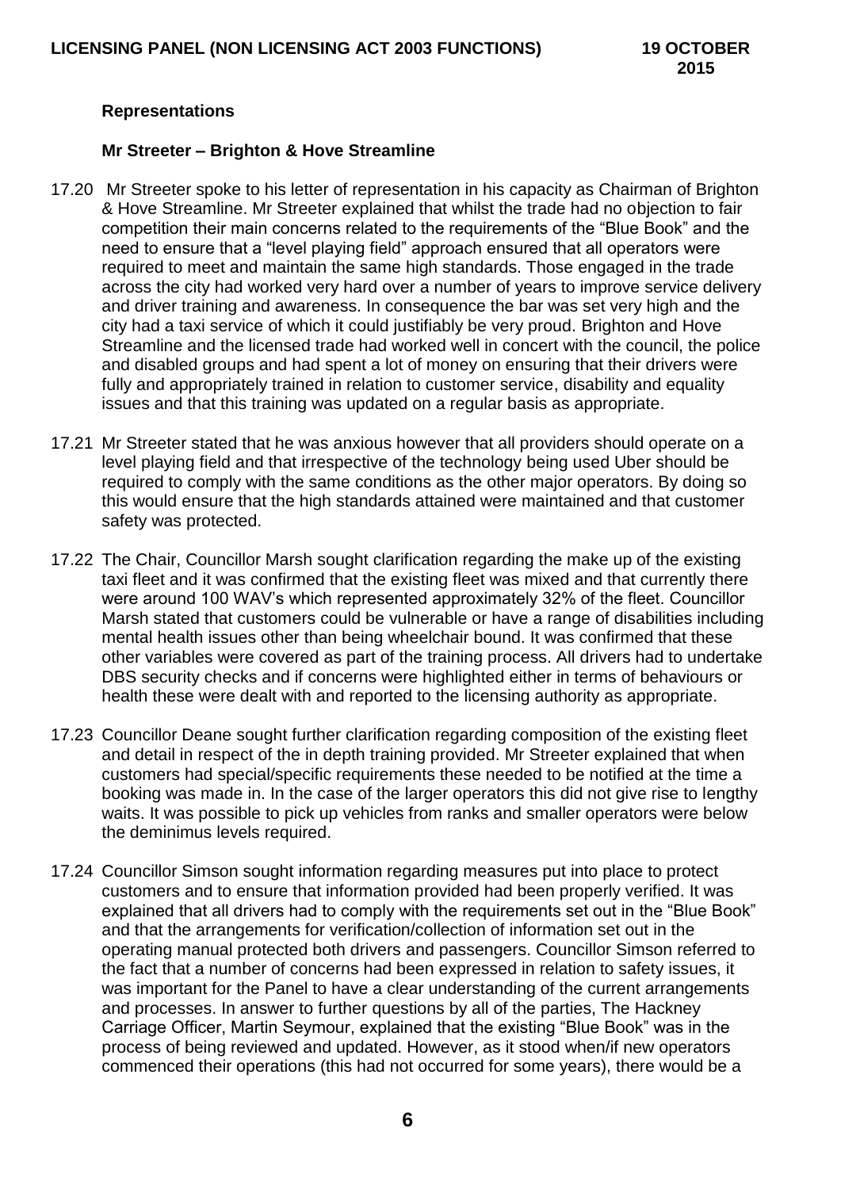### Representations

#### Mr Streeter – Brighton & Hove Streamline

17.20 Mr Streeter spoke to his letter of representation in his capacity as Chairman of Brighton & Hove Streamline. Mr Streeter explained that whilst the trade had no objection to fair competition their main concerns related to the requirements of the "Blue Book" and the need to ensure that a "level playing field" approach ensured that all operators were required to meet and maintain the same high standards. Those engaged in the trade across the city had worked very hard over a number of years to improve service delivery and driver training and awareness. In consequence the bar was set very high and the city had a taxi service of which it could justifiably be very proud. Brighton and Hove Streamline and the licensed trade had worked well in concert with the council, the police and disabled groups and had spent a lot of money on ensuring that their drivers were fully and appropriately trained in relation to customer service, disability and equality issues and that this training was updated on a regular basis as appropriate.

17.21 Mr Streeter stated that he was anxious however that all providers should operate on a level playing field and that irrespective of the technology being used Uber should be required to comply with the same conditions as the other major operators. By doing so this would ensure that the high standards attained were maintained and that customer safety was protected.

17.22 The Chair, Councillor Marsh sought clarification regarding the make up of the existing taxi fleet and it was confirmed that the existing fleet was mixed and that currently there were around 100 WAV's which represented approximately 32% of the fleet. Councillor Marsh stated that customers could be vulnerable or have a range of disabilities including mental health issues other than being wheelchair bound. It was confirmed that these other variables were covered as part of the training process. All drivers had to undertake DBS security checks and if concerns were highlighted either in terms of behaviours or health these were dealt with and reported to the licensing authority as appropriate.

17.23 Councillor Deane sought further clarification regarding composition of the existing fleet and detail in respect of the in depth training provided. Mr Streeter explained that when customers had special/specific requirements these needed to be notified at the time a booking was made in. In the case of the larger operators this did not give rise to lengthy waits. It was possible to pick up vehicles from ranks and smaller operators were below the deminimus levels required.

17.24 Councillor Simson sought information regarding measures put into place to protect customers and to ensure that information provided had been properly verified. It was explained that all drivers had to comply with the requirements set out in the "Blue Book" and that the arrangements for verification/collection of information set out in the operating manual protected both drivers and passengers. Councillor Simson referred to the fact that a number of concerns had been expressed in relation to safety issues, it was important for the Panel to have a clear understanding of the current arrangements and processes. In answer to further questions by all of the parties, The Hackney Carriage Officer, Martin Seymour, explained that the existing "Blue Book" was in the process of being reviewed and updated. However, as it stood when/if new operators commenced their operations (this had not occurred for some years), there would be a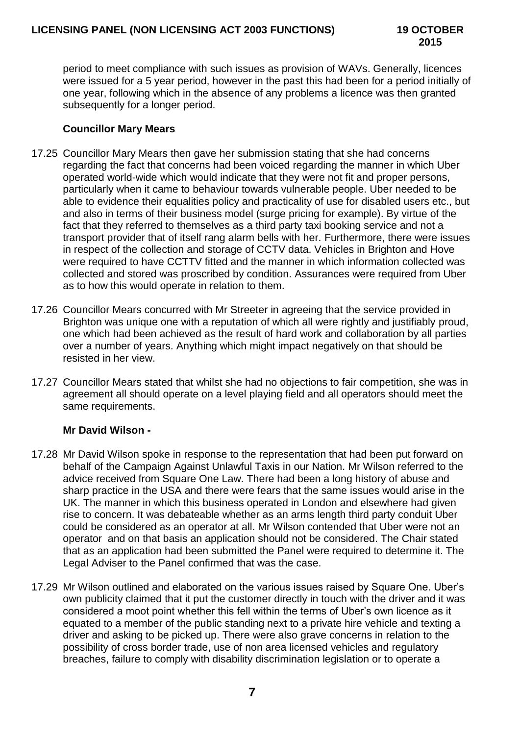period to meet compliance with such issues as provision of WAVs. Generally, licences were issued for a 5 year period, however in the past this had been for a period initially of one year, following which in the absence of any problems a licence was then granted subsequently for a longer period.

**Councillor Mary Mears**

17.25 Councillor Mary Mears then gave her submission stating that she had concerns regarding the fact that concerns had been voiced regarding the manner in which Uber operated world-wide which would indicate that they were not fit and proper persons, particularly when it came to behaviour towards vulnerable people. Uber needed to be able to evidence their equalities policy and practicality of use for disabled users etc., but and also in terms of their business model (surge pricing for example). By virtue of the fact that they referred to themselves as a third party taxi booking service and not a transport provider that of itself rang alarm bells with her. Furthermore, there were issues in respect of the collection and storage of CCTV data. Vehicles in Brighton and Hove were required to have CCTTV fitted and the manner in which information collected was collected and stored was proscribed by condition. Assurances were required from Uber as to how this would operate in relation to them.

17.26 Councillor Mears concurred with Mr Streeter in agreeing that the service provided in Brighton was unique one with a reputation of which all were rightly and justifiably proud, one which had been achieved as the result of hard work and collaboration by all parties over a number of years. Anything which might impact negatively on that should be resisted in her view.

17.27 Councillor Mears stated that whilst she had no objections to fair competition, she was in agreement all should operate on a level playing field and all operators should meet the same requirements.

**Mr David Wilson -**

17.28 Mr David Wilson spoke in response to the representation that had been put forward on behalf of the Campaign Against Unlawful Taxis in our Nation. Mr Wilson referred to the advice received from Square One Law. There had been a long history of abuse and sharp practice in the USA and there were fears that the same issues would arise in the UK. The manner in which this business operated in London and elsewhere had given rise to concern. It was debateable whether as an arms length third party conduit Uber could be considered as an operator at all. Mr Wilson contended that Uber were not an operator and on that basis an application should not be considered. The Chair stated that as an application had been submitted the Panel were required to determine it. The Legal Adviser to the Panel confirmed that was the case.

17.29 Mr Wilson outlined and elaborated on the various issues raised by Square One. Uber's own publicity claimed that it put the customer directly in touch with the driver and it was considered a moot point whether this fell within the terms of Uber's own licence as it equated to a member of the public standing next to a private hire vehicle and texting a driver and asking to be picked up. There were also grave concerns in relation to the possibility of cross border trade, use of non area licensed vehicles and regulatory breaches, failure to comply with disability discrimination legislation or to operate a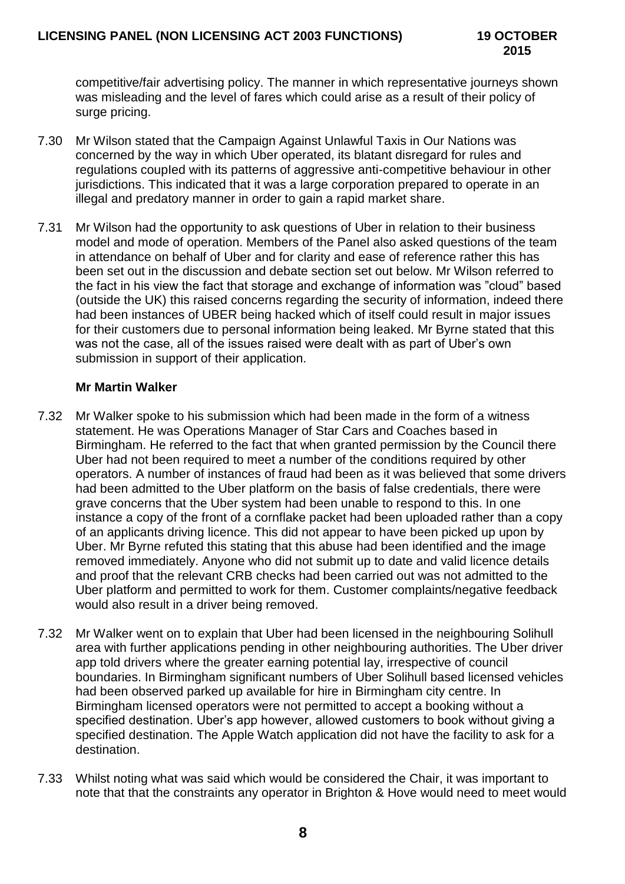competitive/fair advertising policy. The manner in which representative journeys shown was misleading and the level of fares which could arise as a result of their policy of surge pricing.

7.30 Mr Wilson stated that the Campaign Against Unlawful Taxis in Our Nations was concerned by the way in which Uber operated, its blatant disregard for rules and regulations coupled with its patterns of aggressive anti-competitive behaviour in other jurisdictions. This indicated that it was a large corporation prepared to operate in an illegal and predatory manner in order to gain a rapid market share.

7.31 Mr Wilson had the opportunity to ask questions of Uber in relation to their business model and mode of operation. Members of the Panel also asked questions of the team in attendance on behalf of Uber and for clarity and ease of reference rather this has been set out in the discussion and debate section set out below. Mr Wilson referred to the fact in his view the fact that storage and exchange of information was "cloud" based (outside the UK) this raised concerns regarding the security of information, indeed there had been instances of UBER being hacked which of itself could result in major issues for their customers due to personal information being leaked. Mr Byrne stated that this was not the case, all of the issues raised were dealt with as part of Uber's own submission in support of their application.

**Mr Martin Walker**

7.32 Mr Walker spoke to his submission which had been made in the form of a witness statement. He was Operations Manager of Star Cars and Coaches based in Birmingham. He referred to the fact that when granted permission by the Council there Uber had not been required to meet a number of the conditions required by other operators. A number of instances of fraud had been as it was believed that some drivers had been admitted to the Uber platform on the basis of false credentials, there were grave concerns that the Uber system had been unable to respond to this. In one instance a copy of the front of a cornflake packet had been uploaded rather than a copy of an applicants driving licence. This did not appear to have been picked up upon by Uber. Mr Byrne refuted this stating that this abuse had been identified and the image removed immediately. Anyone who did not submit up to date and valid licence details and proof that the relevant CRB checks had been carried out was not admitted to the Uber platform and permitted to work for them. Customer complaints/negative feedback would also result in a driver being removed.

7.32 Mr Walker went on to explain that Uber had been licensed in the neighbouring Solihull area with further applications pending in other neighbouring authorities. The Uber driver app told drivers where the greater earning potential lay, irrespective of council boundaries. In Birmingham significant numbers of Uber Solihull based licensed vehicles had been observed parked up available for hire in Birmingham city centre. In Birmingham licensed operators were not permitted to accept a booking without a specified destination. Uber's app however, allowed customers to book without giving a specified destination. The Apple Watch application did not have the facility to ask for a destination.

7.33 Whilst noting what was said which would be considered the Chair, it was important to note that that the constraints any operator in Brighton & Hove would need to meet would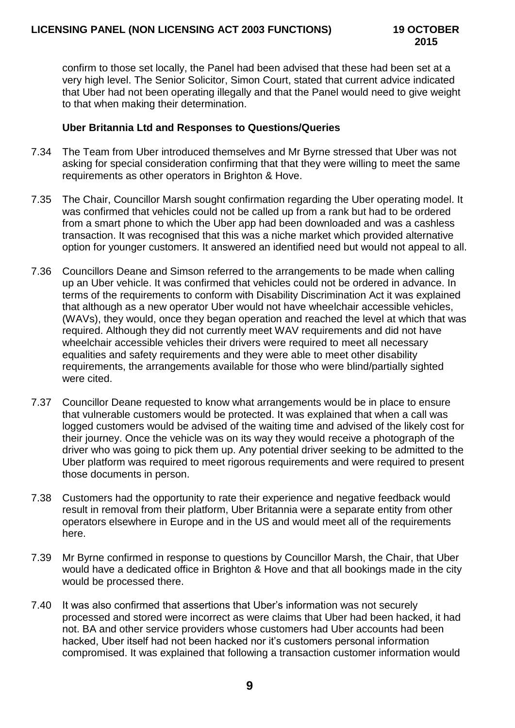confirm to those set locally, the Panel had been advised that these had been set at a very high level. The Senior Solicitor, Simon Court, stated that current advice indicated that Uber had not been operating illegally and that the Panel would need to give weight to that when making their determination.

**Uber Britannia Ltd and Responses to Questions/Queries**

7.34 The Team from Uber introduced themselves and Mr Byrne stressed that Uber was not asking for special consideration confirming that that they were willing to meet the same requirements as other operators in Brighton & Hove.

7.35 The Chair, Councillor Marsh sought confirmation regarding the Uber operating model. It was confirmed that vehicles could not be called up from a rank but had to be ordered from a smart phone to which the Uber app had been downloaded and was a cashless transaction. It was recognised that this was a niche market which provided alternative option for younger customers. It answered an identified need but would not appeal to all.

7.36 Councillors Deane and Simson referred to the arrangements to be made when calling up an Uber vehicle. It was confirmed that vehicles could not be ordered in advance. In terms of the requirements to conform with Disability Discrimination Act it was explained that although as a new operator Uber would not have wheelchair accessible vehicles, (WAVs), they would, once they began operation and reached the level at which that was required. Although they did not currently meet WAV requirements and did not have wheelchair accessible vehicles their drivers were required to meet all necessary equalities and safety requirements and they were able to meet other disability requirements, the arrangements available for those who were blind/partially sighted were cited.

7.37 Councillor Deane requested to know what arrangements would be in place to ensure that vulnerable customers would be protected. It was explained that when a call was logged customers would be advised of the waiting time and advised of the likely cost for their journey. Once the vehicle was on its way they would receive a photograph of the driver who was going to pick them up. Any potential driver seeking to be admitted to the Uber platform was required to meet rigorous requirements and were required to present those documents in person.

7.38 Customers had the opportunity to rate their experience and negative feedback would result in removal from their platform, Uber Britannia were a separate entity from other operators elsewhere in Europe and in the US and would meet all of the requirements here.

7.39 Mr Byrne confirmed in response to questions by Councillor Marsh, the Chair, that Uber would have a dedicated office in Brighton & Hove and that all bookings made in the city would be processed there.

7.40 It was also confirmed that assertions that Uber's information was not securely processed and stored were incorrect as were claims that Uber had been hacked, it had not. BA and other service providers whose customers had Uber accounts had been hacked, Uber itself had not been hacked nor it's customers personal information compromised. It was explained that following a transaction customer information would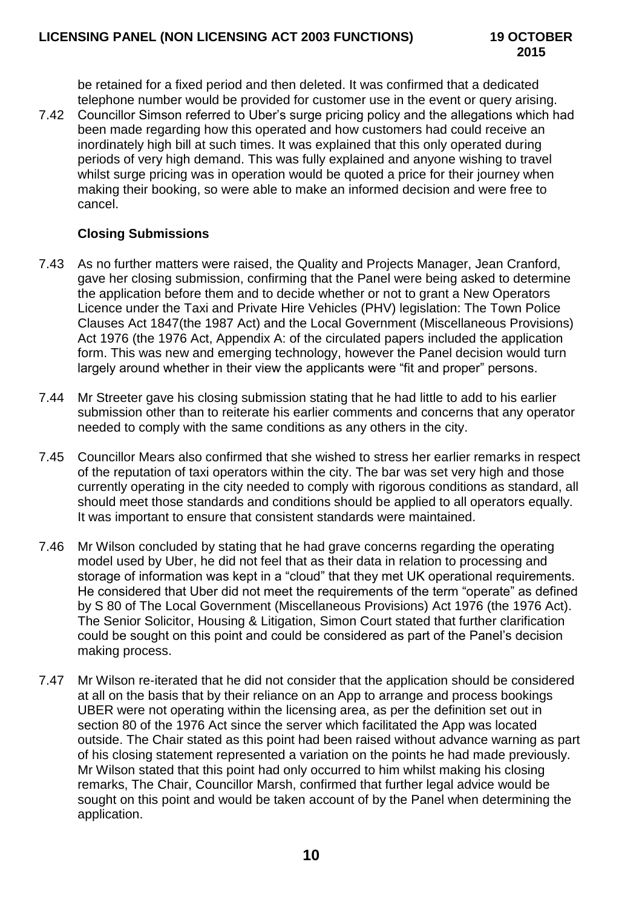be retained for a fixed period and then deleted. It was confirmed that a dedicated telephone number would be provided for customer use in the event or query arising.

7.42 Councillor Simson referred to Uber's surge pricing policy and the allegations which had been made regarding how this operated and how customers had could receive an inordinately high bill at such times. It was explained that this only operated during periods of very high demand. This was fully explained and anyone wishing to travel whilst surge pricing was in operation would be quoted a price for their journey when making their booking, so were able to make an informed decision and were free to cancel.

**Closing Submissions**

7.43 As no further matters were raised, the Quality and Projects Manager, Jean Cranford, gave her closing submission, confirming that the Panel were being asked to determine the application before them and to decide whether or not to grant a New Operators Licence under the Taxi and Private Hire Vehicles (PHV) legislation: The Town Police Clauses Act 1847(the 1987 Act) and the Local Government (Miscellaneous Provisions) Act 1976 (the 1976 Act, Appendix A: of the circulated papers included the application form. This was new and emerging technology, however the Panel decision would turn largely around whether in their view the applicants were "fit and proper" persons.

7.44 Mr Streeter gave his closing submission stating that he had little to add to his earlier submission other than to reiterate his earlier comments and concerns that any operator needed to comply with the same conditions as any others in the city.

7.45 Councillor Mears also confirmed that she wished to stress her earlier remarks in respect of the reputation of taxi operators within the city. The bar was set very high and those currently operating in the city needed to comply with rigorous conditions as standard, all should meet those standards and conditions should be applied to all operators equally. It was important to ensure that consistent standards were maintained.

7.46 Mr Wilson concluded by stating that he had grave concerns regarding the operating model used by Uber, he did not feel that as their data in relation to processing and storage of information was kept in a "cloud" that they met UK operational requirements. He considered that Uber did not meet the requirements of the term "operate" as defined by S 80 of The Local Government (Miscellaneous Provisions) Act 1976 (the 1976 Act). The Senior Solicitor, Housing & Litigation, Simon Court stated that further clarification could be sought on this point and could be considered as part of the Panel's decision making process.

7.47 Mr Wilson re-iterated that he did not consider that the application should be considered at all on the basis that by their reliance on an App to arrange and process bookings UBER were not operating within the licensing area, as per the definition set out in section 80 of the 1976 Act since the server which facilitated the App was located outside. The Chair stated as this point had been raised without advance warning as part of his closing statement represented a variation on the points he had made previously. Mr Wilson stated that this point had only occurred to him whilst making his closing remarks, The Chair, Councillor Marsh, confirmed that further legal advice would be sought on this point and would be taken account of by the Panel when determining the application.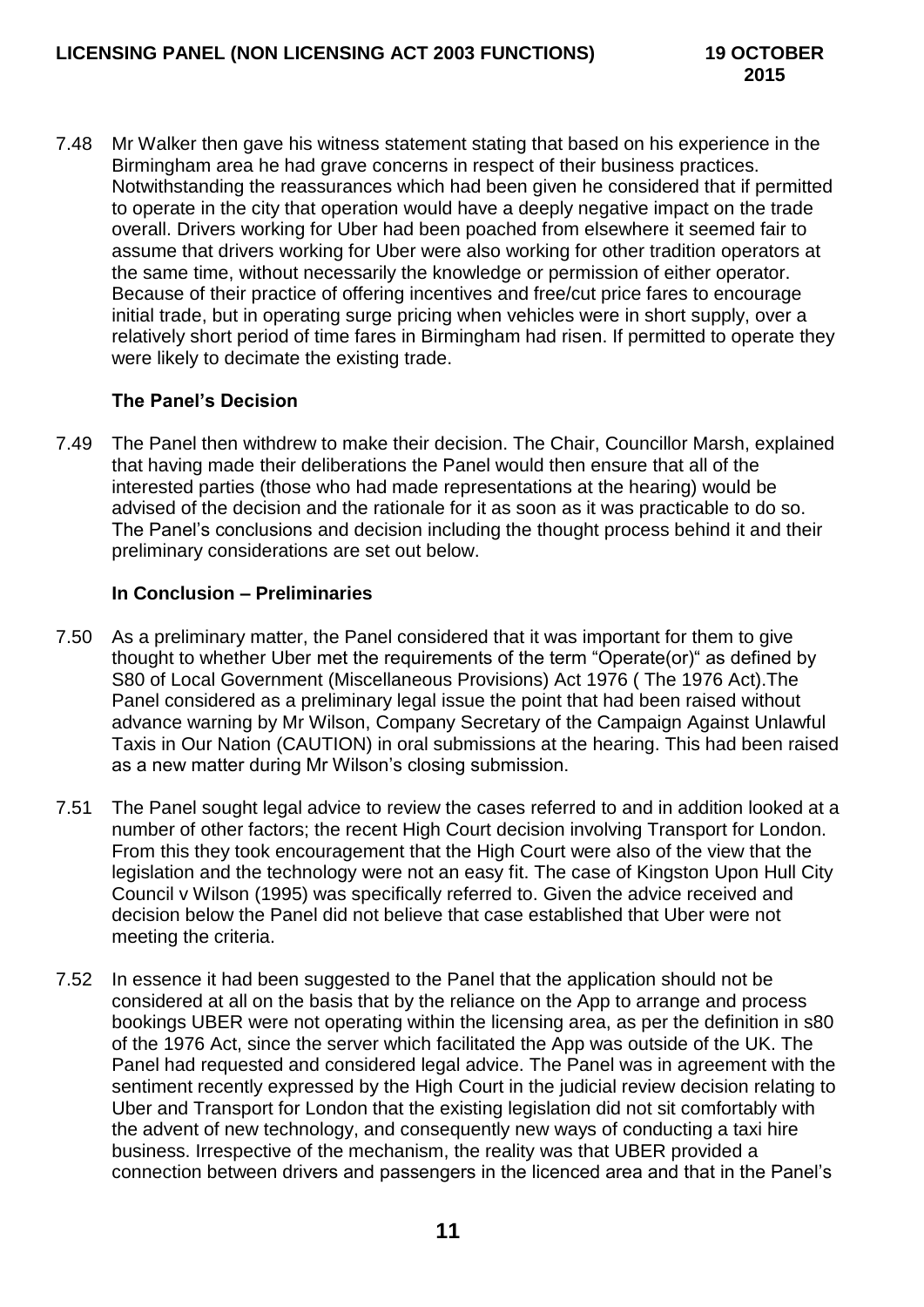7.48 Mr Walker then gave his witness statement stating that based on his experience in the Birmingham area he had grave concerns in respect of their business practices. Notwithstanding the reassurances which had been given he considered that if permitted to operate in the city that operation would have a deeply negative impact on the trade overall. Drivers working for Uber had been poached from elsewhere it seemed fair to assume that drivers working for Uber were also working for other tradition operators at the same time, without necessarily the knowledge or permission of either operator. Because of their practice of offering incentives and free/cut price fares to encourage initial trade, but in operating surge pricing when vehicles were in short supply, over a relatively short period of time fares in Birmingham had risen. If permitted to operate they were likely to decimate the existing trade.

**The Panel's Decision**

7.49 The Panel then withdrew to make their decision. The Chair, Councillor Marsh, explained that having made their deliberations the Panel would then ensure that all of the interested parties (those who had made representations at the hearing) would be advised of the decision and the rationale for it as soon as it was practicable to do so. The Panel's conclusions and decision including the thought process behind it and their preliminary considerations are set out below.

**In Conclusion – Preliminaries**

7.50 As a preliminary matter, the Panel considered that it was important for them to give thought to whether Uber met the requirements of the term "Operate(or)" as defined by S80 of Local Government (Miscellaneous Provisions) Act 1976 ( The 1976 Act).The Panel considered as a preliminary legal issue the point that had been raised without advance warning by Mr Wilson, Company Secretary of the Campaign Against Unlawful Taxis in Our Nation (CAUTION) in oral submissions at the hearing. This had been raised as a new matter during Mr Wilson's closing submission.

7.51 The Panel sought legal advice to review the cases referred to and in addition looked at a number of other factors; the recent High Court decision involving Transport for London. From this they took encouragement that the High Court were also of the view that the legislation and the technology were not an easy fit. The case of Kingston Upon Hull City Council v Wilson (1995) was specifically referred to. Given the advice received and decision below the Panel did not believe that case established that Uber were not meeting the criteria.

7.52 In essence it had been suggested to the Panel that the application should not be considered at all on the basis that by the reliance on the App to arrange and process bookings UBER were not operating within the licensing area, as per the definition in s80 of the 1976 Act, since the server which facilitated the App was outside of the UK. The Panel had requested and considered legal advice. The Panel was in agreement with the sentiment recently expressed by the High Court in the judicial review decision relating to Uber and Transport for London that the existing legislation did not sit comfortably with the advent of new technology, and consequently new ways of conducting a taxi hire business. Irrespective of the mechanism, the reality was that UBER provided a connection between drivers and passengers in the licenced area and that in the Panel's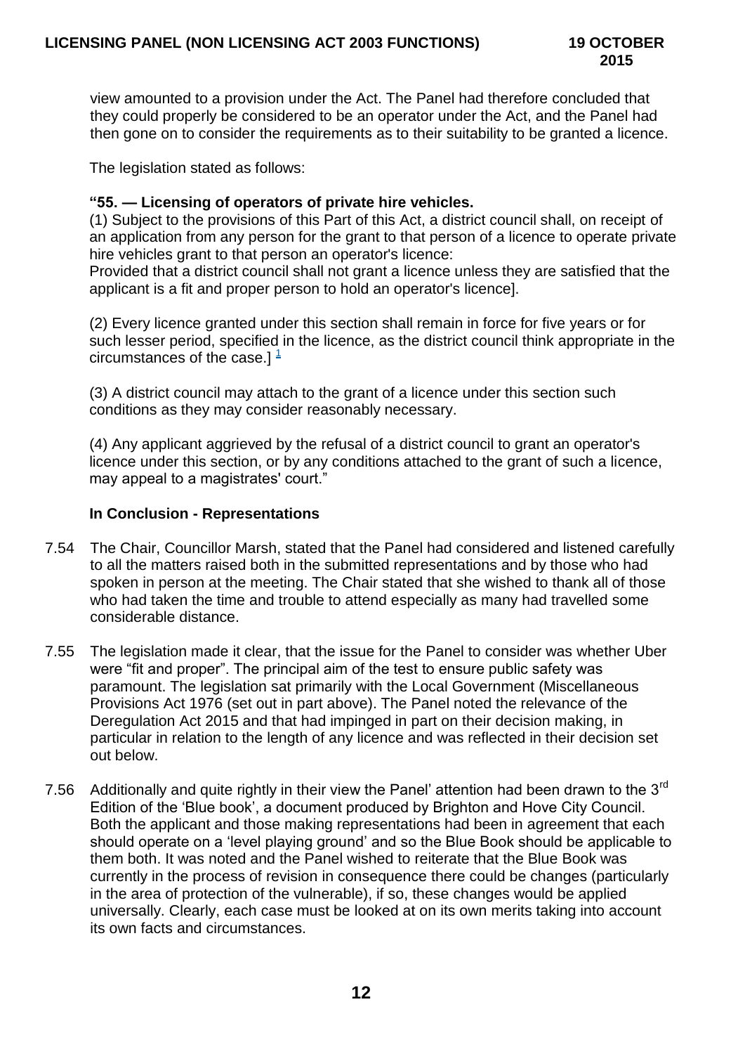view amounted to a provision under the Act. The Panel had therefore concluded that they could properly be considered to be an operator under the Act, and the Panel had then gone on to consider the requirements as to their suitability to be granted a licence.

The legislation stated as follows:

**"55. — Licensing of operators of private hire vehicles.**

(1) Subject to the provisions of this Part of this Act, a district council shall, on receipt of an application from any person for the grant to that person of a licence to operate private hire vehicles grant to that person an operator's licence:
Provided that a district council shall not grant a licence unless they are satisfied that the applicant is a fit and proper person to hold an operator's licence].

(2) Every licence granted under this section shall remain in force for five years or for such lesser period, specified in the licence, as the district council think appropriate in the circumstances of the case.] [1]

(3) A district council may attach to the grant of a licence under this section such conditions as they may consider reasonably necessary.

(4) Any applicant aggrieved by the refusal of a district council to grant an operator's licence under this section, or by any conditions attached to the grant of such a licence, may appeal to a magistrates' court."

**In Conclusion - Representations**

7.54 The Chair, Councillor Marsh, stated that the Panel had considered and listened carefully to all the matters raised both in the submitted representations and by those who had spoken in person at the meeting. The Chair stated that she wished to thank all of those who had taken the time and trouble to attend especially as many had travelled some considerable distance.

7.55 The legislation made it clear, that the issue for the Panel to consider was whether Uber were "fit and proper". The principal aim of the test to ensure public safety was paramount. The legislation sat primarily with the Local Government (Miscellaneous Provisions Act 1976 (set out in part above). The Panel noted the relevance of the Deregulation Act 2015 and that had impinged in part on their decision making, in particular in relation to the length of any licence and was reflected in their decision set out below.

7.56 Additionally and quite rightly in their view the Panel' attention had been drawn to the 3rd Edition of the 'Blue book', a document produced by Brighton and Hove City Council. Both the applicant and those making representations had been in agreement that each should operate on a 'level playing ground' and so the Blue Book should be applicable to them both. It was noted and the Panel wished to reiterate that the Blue Book was currently in the process of revision in consequence there could be changes (particularly in the area of protection of the vulnerable), if so, these changes would be applied universally. Clearly, each case must be looked at on its own merits taking into account its own facts and circumstances.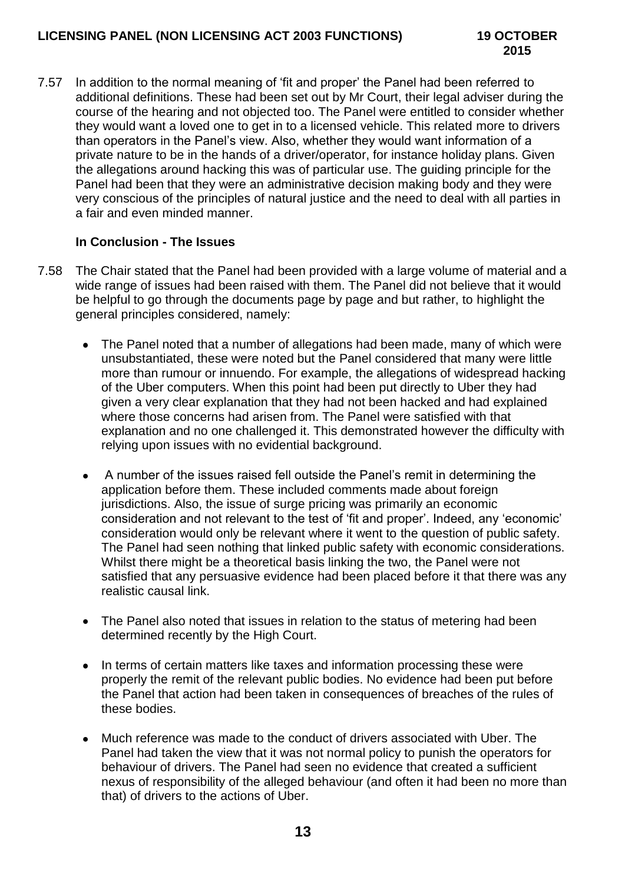7.57 In addition to the normal meaning of 'fit and proper' the Panel had been referred to additional definitions. These had been set out by Mr Court, their legal adviser during the course of the hearing and not objected too. The Panel were entitled to consider whether they would want a loved one to get in to a licensed vehicle. This related more to drivers than operators in the Panel's view. Also, whether they would want information of a private nature to be in the hands of a driver/operator, for instance holiday plans. Given the allegations around hacking this was of particular use. The guiding principle for the Panel had been that they were an administrative decision making body and they were very conscious of the principles of natural justice and the need to deal with all parties in a fair and even minded manner.

**In Conclusion - The Issues**

7.58 The Chair stated that the Panel had been provided with a large volume of material and a wide range of issues had been raised with them. The Panel did not believe that it would be helpful to go through the documents page by page and but rather, to highlight the general principles considered, namely:

- The Panel noted that a number of allegations had been made, many of which were unsubstantiated, these were noted but the Panel considered that many were little more than rumour or innuendo. For example, the allegations of widespread hacking of the Uber computers. When this point had been put directly to Uber they had given a very clear explanation that they had not been hacked and had explained where those concerns had arisen from. The Panel were satisfied with that explanation and no one challenged it. This demonstrated however the difficulty with relying upon issues with no evidential background.
- A number of the issues raised fell outside the Panel's remit in determining the application before them. These included comments made about foreign jurisdictions. Also, the issue of surge pricing was primarily an economic consideration and not relevant to the test of 'fit and proper'. Indeed, any 'economic' consideration would only be relevant where it went to the question of public safety. The Panel had seen nothing that linked public safety with economic considerations. Whilst there might be a theoretical basis linking the two, the Panel were not satisfied that any persuasive evidence had been placed before it that there was any realistic causal link.
- The Panel also noted that issues in relation to the status of metering had been determined recently by the High Court.
- In terms of certain matters like taxes and information processing these were properly the remit of the relevant public bodies. No evidence had been put before the Panel that action had been taken in consequences of breaches of the rules of these bodies.
- Much reference was made to the conduct of drivers associated with Uber. The Panel had taken the view that it was not normal policy to punish the operators for behaviour of drivers. The Panel had seen no evidence that created a sufficient nexus of responsibility of the alleged behaviour (and often it had been no more than that) of drivers to the actions of Uber.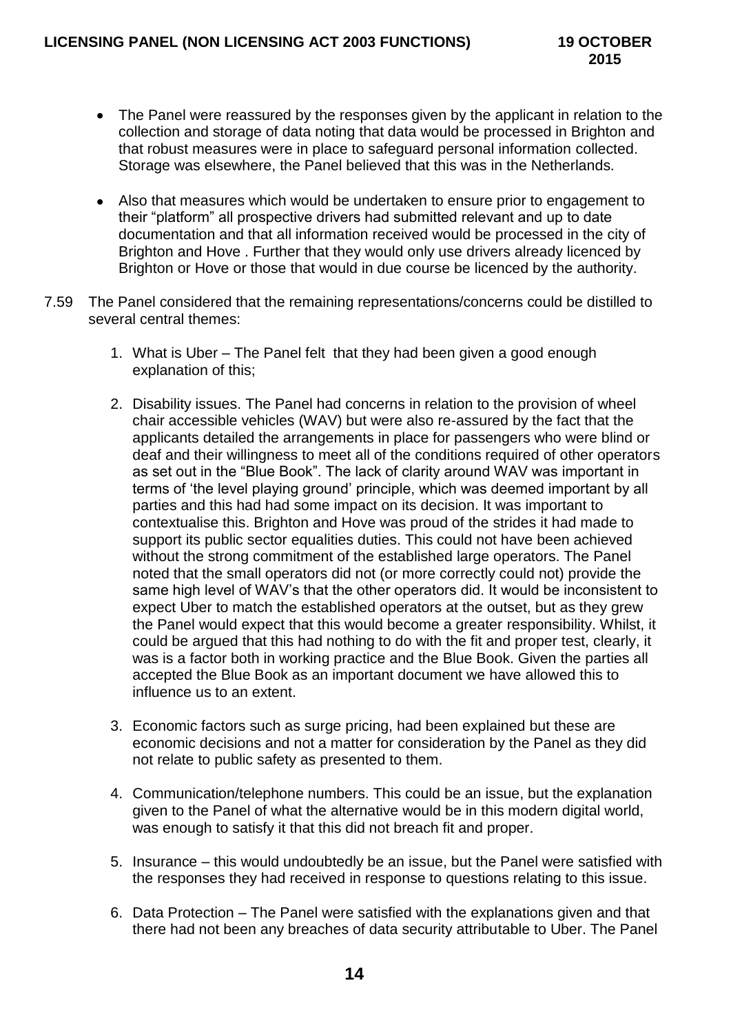- The Panel were reassured by the responses given by the applicant in relation to the collection and storage of data noting that data would be processed in Brighton and that robust measures were in place to safeguard personal information collected. Storage was elsewhere, the Panel believed that this was in the Netherlands.

- Also that measures which would be undertaken to ensure prior to engagement to their "platform" all prospective drivers had submitted relevant and up to date documentation and that all information received would be processed in the city of Brighton and Hove . Further that they would only use drivers already licenced by Brighton or Hove or those that would in due course be licenced by the authority.

7.59 The Panel considered that the remaining representations/concerns could be distilled to several central themes:

1. What is Uber – The Panel felt that they had been given a good enough explanation of this;

2. Disability issues. The Panel had concerns in relation to the provision of wheel chair accessible vehicles (WAV) but were also re-assured by the fact that the applicants detailed the arrangements in place for passengers who were blind or deaf and their willingness to meet all of the conditions required of other operators as set out in the "Blue Book". The lack of clarity around WAV was important in terms of 'the level playing ground' principle, which was deemed important by all parties and this had had some impact on its decision. It was important to contextualise this. Brighton and Hove was proud of the strides it had made to support its public sector equalities duties. This could not have been achieved without the strong commitment of the established large operators. The Panel noted that the small operators did not (or more correctly could not) provide the same high level of WAV's that the other operators did. It would be inconsistent to expect Uber to match the established operators at the outset, but as they grew the Panel would expect that this would become a greater responsibility. Whilst, it could be argued that this had nothing to do with the fit and proper test, clearly, it was is a factor both in working practice and the Blue Book. Given the parties all accepted the Blue Book as an important document we have allowed this to influence us to an extent.

3. Economic factors such as surge pricing, had been explained but these are economic decisions and not a matter for consideration by the Panel as they did not relate to public safety as presented to them.

4. Communication/telephone numbers. This could be an issue, but the explanation given to the Panel of what the alternative would be in this modern digital world, was enough to satisfy it that this did not breach fit and proper.

5. Insurance – this would undoubtedly be an issue, but the Panel were satisfied with the responses they had received in response to questions relating to this issue.

6. Data Protection – The Panel were satisfied with the explanations given and that there had not been any breaches of data security attributable to Uber. The Panel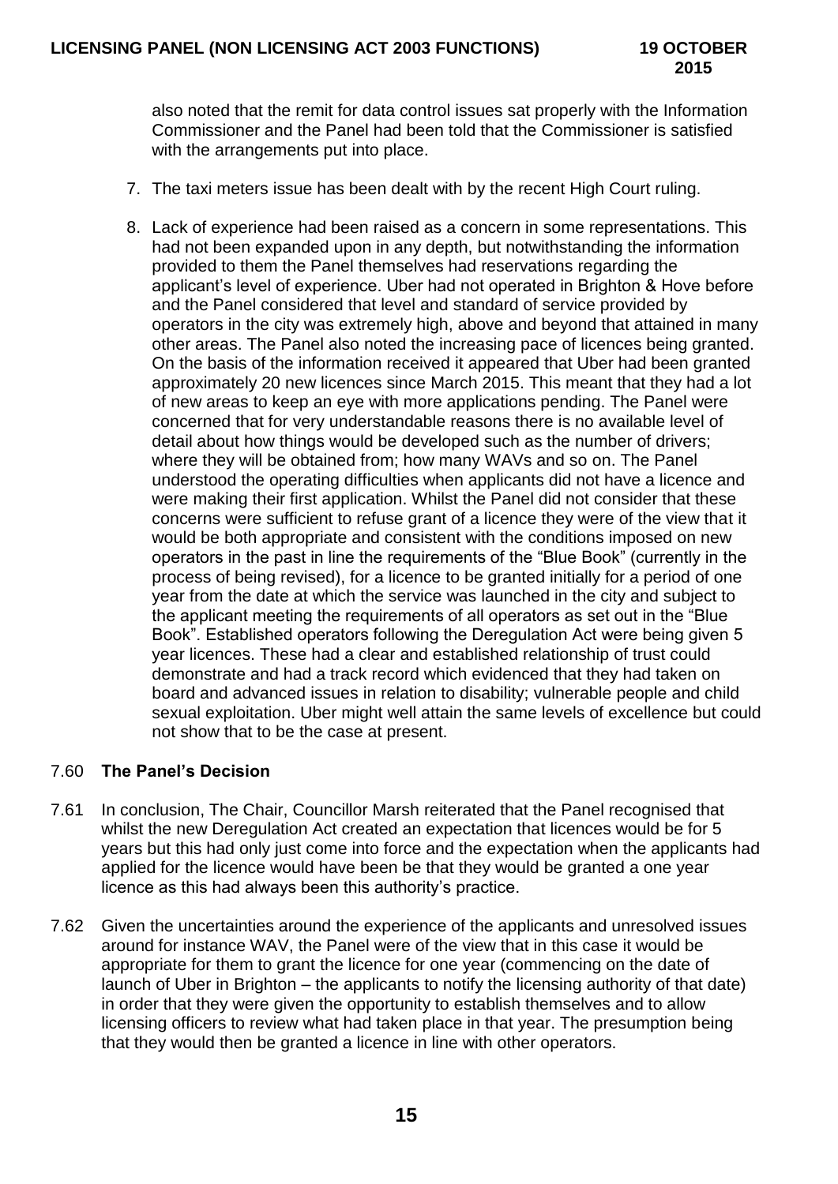also noted that the remit for data control issues sat properly with the Information Commissioner and the Panel had been told that the Commissioner is satisfied with the arrangements put into place.

7. The taxi meters issue has been dealt with by the recent High Court ruling.

8. Lack of experience had been raised as a concern in some representations. This had not been expanded upon in any depth, but notwithstanding the information provided to them the Panel themselves had reservations regarding the applicant's level of experience. Uber had not operated in Brighton & Hove before and the Panel considered that level and standard of service provided by operators in the city was extremely high, above and beyond that attained in many other areas. The Panel also noted the increasing pace of licences being granted. On the basis of the information received it appeared that Uber had been granted approximately 20 new licences since March 2015. This meant that they had a lot of new areas to keep an eye with more applications pending. The Panel were concerned that for very understandable reasons there is no available level of detail about how things would be developed such as the number of drivers; where they will be obtained from; how many WAVs and so on. The Panel understood the operating difficulties when applicants did not have a licence and were making their first application. Whilst the Panel did not consider that these concerns were sufficient to refuse grant of a licence they were of the view that it would be both appropriate and consistent with the conditions imposed on new operators in the past in line the requirements of the "Blue Book" (currently in the process of being revised), for a licence to be granted initially for a period of one year from the date at which the service was launched in the city and subject to the applicant meeting the requirements of all operators as set out in the "Blue Book". Established operators following the Deregulation Act were being given 5 year licences. These had a clear and established relationship of trust could demonstrate and had a track record which evidenced that they had taken on board and advanced issues in relation to disability; vulnerable people and child sexual exploitation. Uber might well attain the same levels of excellence but could not show that to be the case at present.

**7.60 The Panel's Decision**

7.61 In conclusion, The Chair, Councillor Marsh reiterated that the Panel recognised that whilst the new Deregulation Act created an expectation that licences would be for 5 years but this had only just come into force and the expectation when the applicants had applied for the licence would have been be that they would be granted a one year licence as this had always been this authority's practice.

7.62 Given the uncertainties around the experience of the applicants and unresolved issues around for instance WAV, the Panel were of the view that in this case it would be appropriate for them to grant the licence for one year (commencing on the date of launch of Uber in Brighton – the applicants to notify the licensing authority of that date) in order that they were given the opportunity to establish themselves and to allow licensing officers to review what had taken place in that year. The presumption being that they would then be granted a licence in line with other operators.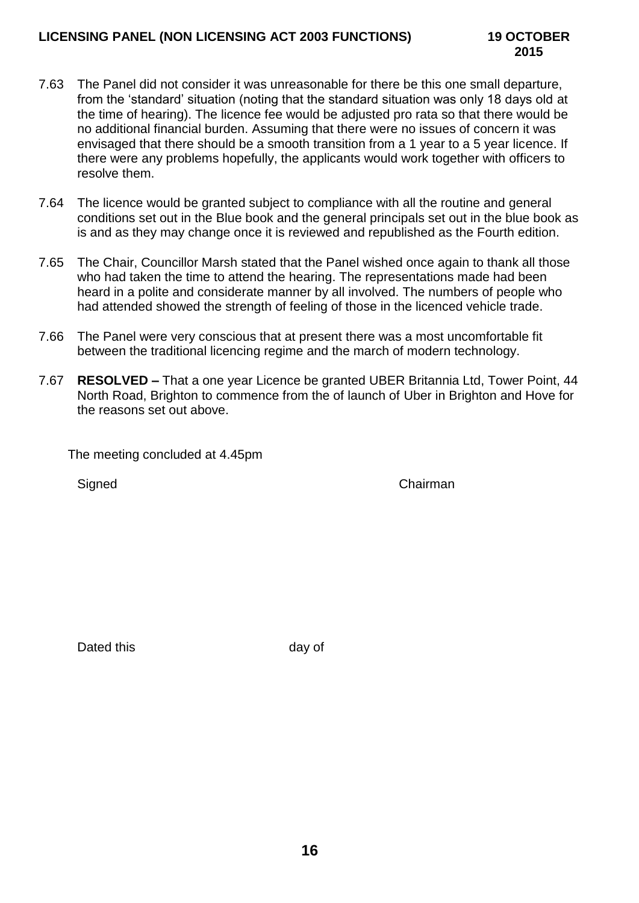7.63 The Panel did not consider it was unreasonable for there be this one small departure, from the 'standard' situation (noting that the standard situation was only 18 days old at the time of hearing). The licence fee would be adjusted pro rata so that there would be no additional financial burden. Assuming that there were no issues of concern it was envisaged that there should be a smooth transition from a 1 year to a 5 year licence. If there were any problems hopefully, the applicants would work together with officers to resolve them.

7.64 The licence would be granted subject to compliance with all the routine and general conditions set out in the Blue book and the general principals set out in the blue book as is and as they may change once it is reviewed and republished as the Fourth edition.

7.65 The Chair, Councillor Marsh stated that the Panel wished once again to thank all those who had taken the time to attend the hearing. The representations made had been heard in a polite and considerate manner by all involved. The numbers of people who had attended showed the strength of feeling of those in the licenced vehicle trade.

7.66 The Panel were very conscious that at present there was a most uncomfortable fit between the traditional licencing regime and the march of modern technology.

7.67 **RESOLVED –** That a one year Licence be granted UBER Britannia Ltd, Tower Point, 44 North Road, Brighton to commence from the of launch of Uber in Brighton and Hove for the reasons set out above.

The meeting concluded at 4.45pm

Signed Chairman

Dated this day of